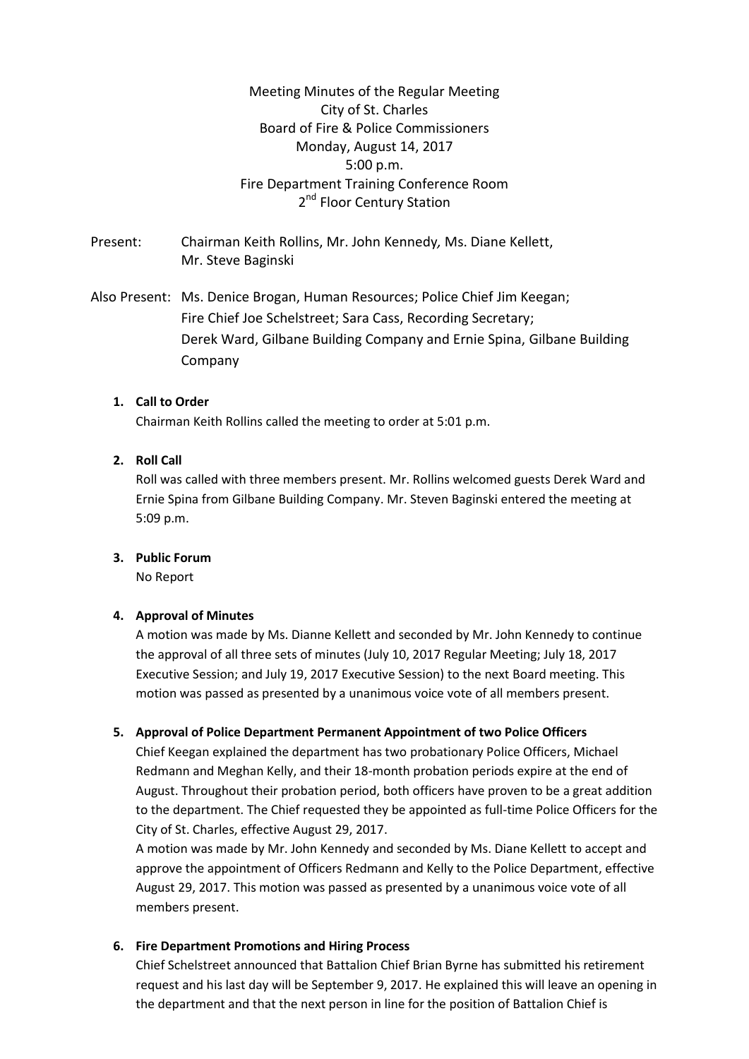Meeting Minutes of the Regular Meeting
City of St. Charles
Board of Fire & Police Commissioners
Monday, August 14, 2017
5:00 p.m.
Fire Department Training Conference Room
2nd Floor Century Station

Present: Chairman Keith Rollins, Mr. John Kennedy, Ms. Diane Kellett, Mr. Steve Baginski

Also Present: Ms. Denice Brogan, Human Resources; Police Chief Jim Keegan; Fire Chief Joe Schelstreet; Sara Cass, Recording Secretary; Derek Ward, Gilbane Building Company and Ernie Spina, Gilbane Building Company

1. **Call to Order**

   Chairman Keith Rollins called the meeting to order at 5:01 p.m.

2. **Roll Call**

   Roll was called with three members present. Mr. Rollins welcomed guests Derek Ward and Ernie Spina from Gilbane Building Company. Mr. Steven Baginski entered the meeting at 5:09 p.m.

3. **Public Forum**

   No Report

4. **Approval of Minutes**

   A motion was made by Ms. Dianne Kellett and seconded by Mr. John Kennedy to continue the approval of all three sets of minutes (July 10, 2017 Regular Meeting; July 18, 2017 Executive Session; and July 19, 2017 Executive Session) to the next Board meeting. This motion was passed as presented by a unanimous voice vote of all members present.

5. **Approval of Police Department Permanent Appointment of two Police Officers**

   Chief Keegan explained the department has two probationary Police Officers, Michael Redmann and Meghan Kelly, and their 18-month probation periods expire at the end of August. Throughout their probation period, both officers have proven to be a great addition to the department. The Chief requested they be appointed as full-time Police Officers for the City of St. Charles, effective August 29, 2017.

   A motion was made by Mr. John Kennedy and seconded by Ms. Diane Kellett to accept and approve the appointment of Officers Redmann and Kelly to the Police Department, effective August 29, 2017. This motion was passed as presented by a unanimous voice vote of all members present.

6. **Fire Department Promotions and Hiring Process**

   Chief Schelstreet announced that Battalion Chief Brian Byrne has submitted his retirement request and his last day will be September 9, 2017. He explained this will leave an opening in the department and that the next person in line for the position of Battalion Chief is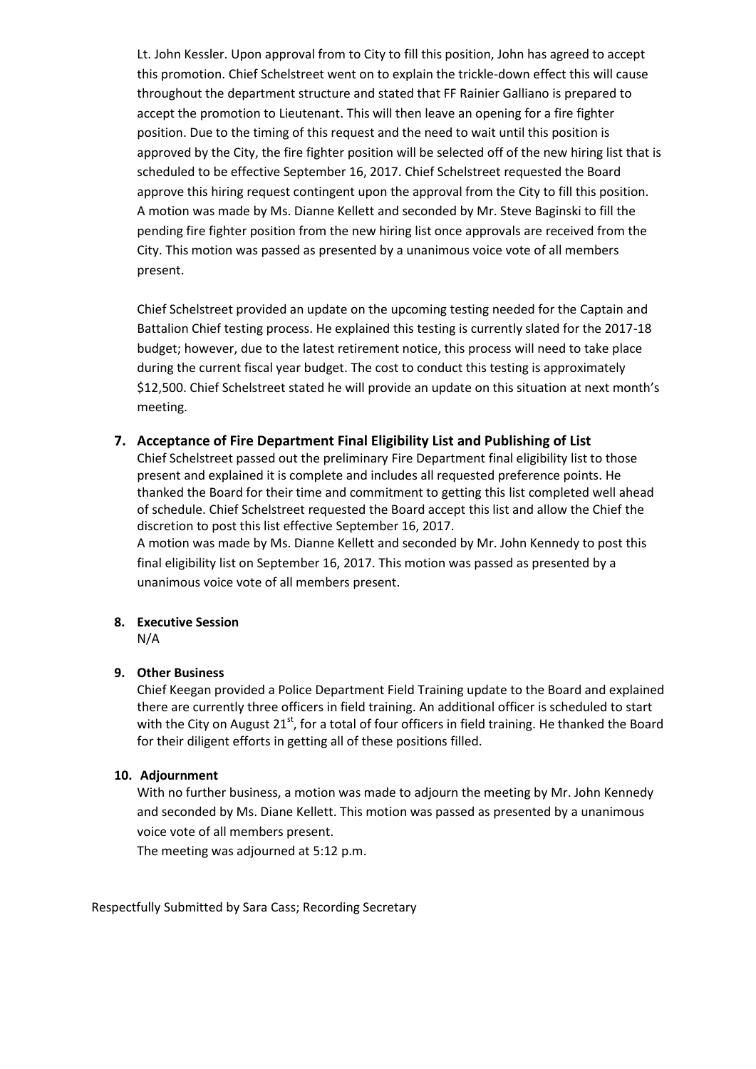Lt. John Kessler. Upon approval from to City to fill this position, John has agreed to accept this promotion. Chief Schelstreet went on to explain the trickle-down effect this will cause throughout the department structure and stated that FF Rainier Galliano is prepared to accept the promotion to Lieutenant. This will then leave an opening for a fire fighter position. Due to the timing of this request and the need to wait until this position is approved by the City, the fire fighter position will be selected off of the new hiring list that is scheduled to be effective September 16, 2017. Chief Schelstreet requested the Board approve this hiring request contingent upon the approval from the City to fill this position. A motion was made by Ms. Dianne Kellett and seconded by Mr. Steve Baginski to fill the pending fire fighter position from the new hiring list once approvals are received from the City. This motion was passed as presented by a unanimous voice vote of all members present.

Chief Schelstreet provided an update on the upcoming testing needed for the Captain and Battalion Chief testing process. He explained this testing is currently slated for the 2017-18 budget; however, due to the latest retirement notice, this process will need to take place during the current fiscal year budget. The cost to conduct this testing is approximately $12,500. Chief Schelstreet stated he will provide an update on this situation at next month's meeting.

**7. Acceptance of Fire Department Final Eligibility List and Publishing of List**

Chief Schelstreet passed out the preliminary Fire Department final eligibility list to those present and explained it is complete and includes all requested preference points. He thanked the Board for their time and commitment to getting this list completed well ahead of schedule. Chief Schelstreet requested the Board accept this list and allow the Chief the discretion to post this list effective September 16, 2017.
A motion was made by Ms. Dianne Kellett and seconded by Mr. John Kennedy to post this final eligibility list on September 16, 2017. This motion was passed as presented by a unanimous voice vote of all members present.

**8. Executive Session**

N/A

**9. Other Business**

Chief Keegan provided a Police Department Field Training update to the Board and explained there are currently three officers in field training. An additional officer is scheduled to start with the City on August 21st, for a total of four officers in field training. He thanked the Board for their diligent efforts in getting all of these positions filled.

**10. Adjournment**

With no further business, a motion was made to adjourn the meeting by Mr. John Kennedy and seconded by Ms. Diane Kellett. This motion was passed as presented by a unanimous voice vote of all members present.
The meeting was adjourned at 5:12 p.m.

Respectfully Submitted by Sara Cass; Recording Secretary